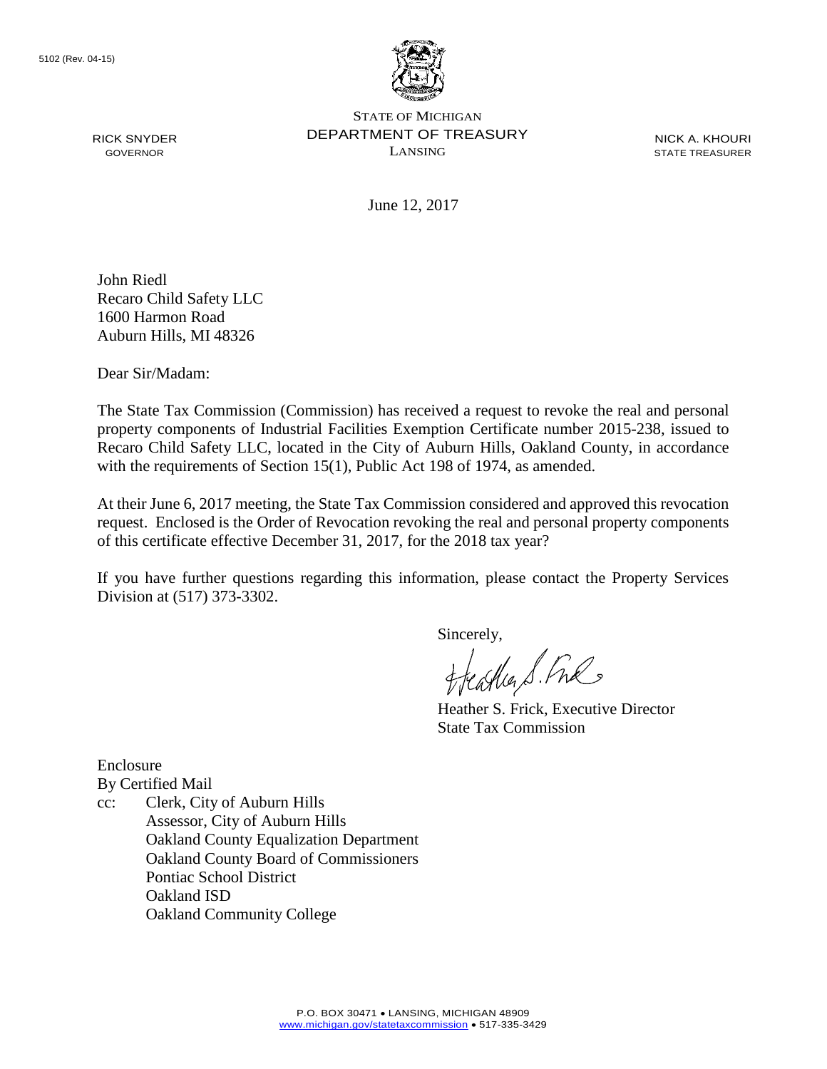5102 (Rev. 04-15)

STATE OF MICHIGAN
DEPARTMENT OF TREASURY
LANSING

RICK SNYDER
GOVERNOR

NICK A. KHOURI
STATE TREASURER

June 12, 2017

John Riedl
Recaro Child Safety LLC
1600 Harmon Road
Auburn Hills, MI 48326

Dear Sir/Madam:

The State Tax Commission (Commission) has received a request to revoke the real and personal property components of Industrial Facilities Exemption Certificate number 2015-238, issued to Recaro Child Safety LLC, located in the City of Auburn Hills, Oakland County, in accordance with the requirements of Section 15(1), Public Act 198 of 1974, as amended.

At their June 6, 2017 meeting, the State Tax Commission considered and approved this revocation request. Enclosed is the Order of Revocation revoking the real and personal property components of this certificate effective December 31, 2017, for the 2018 tax year?

If you have further questions regarding this information, please contact the Property Services Division at (517) 373-3302.

Sincerely,

Heather S. Frick, Executive Director
State Tax Commission

Enclosure
By Certified Mail
cc: Clerk, City of Auburn Hills
Assessor, City of Auburn Hills
Oakland County Equalization Department
Oakland County Board of Commissioners
Pontiac School District
Oakland ISD
Oakland Community College

P.O. BOX 30471 • LANSING, MICHIGAN 48909
www.michigan.gov/statetaxcommission • 517-335-3429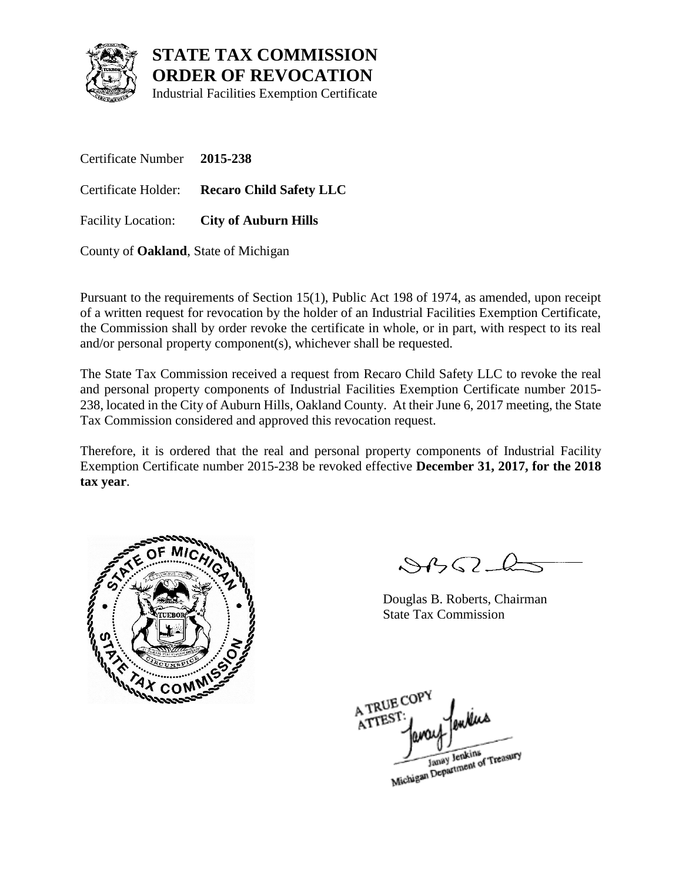# STATE TAX COMMISSION
# ORDER OF REVOCATION
Industrial Facilities Exemption Certificate

Certificate Number **2015-238**

Certificate Holder: **Recaro Child Safety LLC**

Facility Location: **City of Auburn Hills**

County of **Oakland**, State of Michigan

Pursuant to the requirements of Section 15(1), Public Act 198 of 1974, as amended, upon receipt of a written request for revocation by the holder of an Industrial Facilities Exemption Certificate, the Commission shall by order revoke the certificate in whole, or in part, with respect to its real and/or personal property component(s), whichever shall be requested.

The State Tax Commission received a request from Recaro Child Safety LLC to revoke the real and personal property components of Industrial Facilities Exemption Certificate number 2015-238, located in the City of Auburn Hills, Oakland County. At their June 6, 2017 meeting, the State Tax Commission considered and approved this revocation request.

Therefore, it is ordered that the real and personal property components of Industrial Facility Exemption Certificate number 2015-238 be revoked effective **December 31, 2017, for the 2018 tax year**.

Douglas B. Roberts, Chairman
State Tax Commission

A TRUE COPY
ATTEST:
Janay Jenkins
Michigan Department of Treasury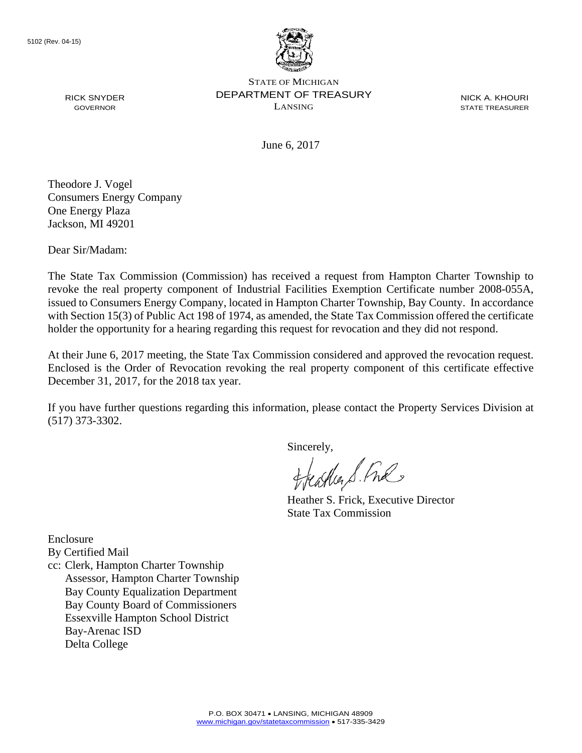5102 (Rev. 04-15)

RICK SNYDER
GOVERNOR

STATE OF MICHIGAN
DEPARTMENT OF TREASURY
LANSING

NICK A. KHOURI
STATE TREASURER

June 6, 2017

Theodore J. Vogel
Consumers Energy Company
One Energy Plaza
Jackson, MI 49201

Dear Sir/Madam:

The State Tax Commission (Commission) has received a request from Hampton Charter Township to revoke the real property component of Industrial Facilities Exemption Certificate number 2008-055A, issued to Consumers Energy Company, located in Hampton Charter Township, Bay County. In accordance with Section 15(3) of Public Act 198 of 1974, as amended, the State Tax Commission offered the certificate holder the opportunity for a hearing regarding this request for revocation and they did not respond.

At their June 6, 2017 meeting, the State Tax Commission considered and approved the revocation request. Enclosed is the Order of Revocation revoking the real property component of this certificate effective December 31, 2017, for the 2018 tax year.

If you have further questions regarding this information, please contact the Property Services Division at (517) 373-3302.

Sincerely,

Heather S. Frick, Executive Director
State Tax Commission

Enclosure
By Certified Mail
cc: Clerk, Hampton Charter Township
Assessor, Hampton Charter Township
Bay County Equalization Department
Bay County Board of Commissioners
Essexville Hampton School District
Bay-Arenac ISD
Delta College

P.O. BOX 30471 • LANSING, MICHIGAN 48909
www.michigan.gov/statetaxcommission • 517-335-3429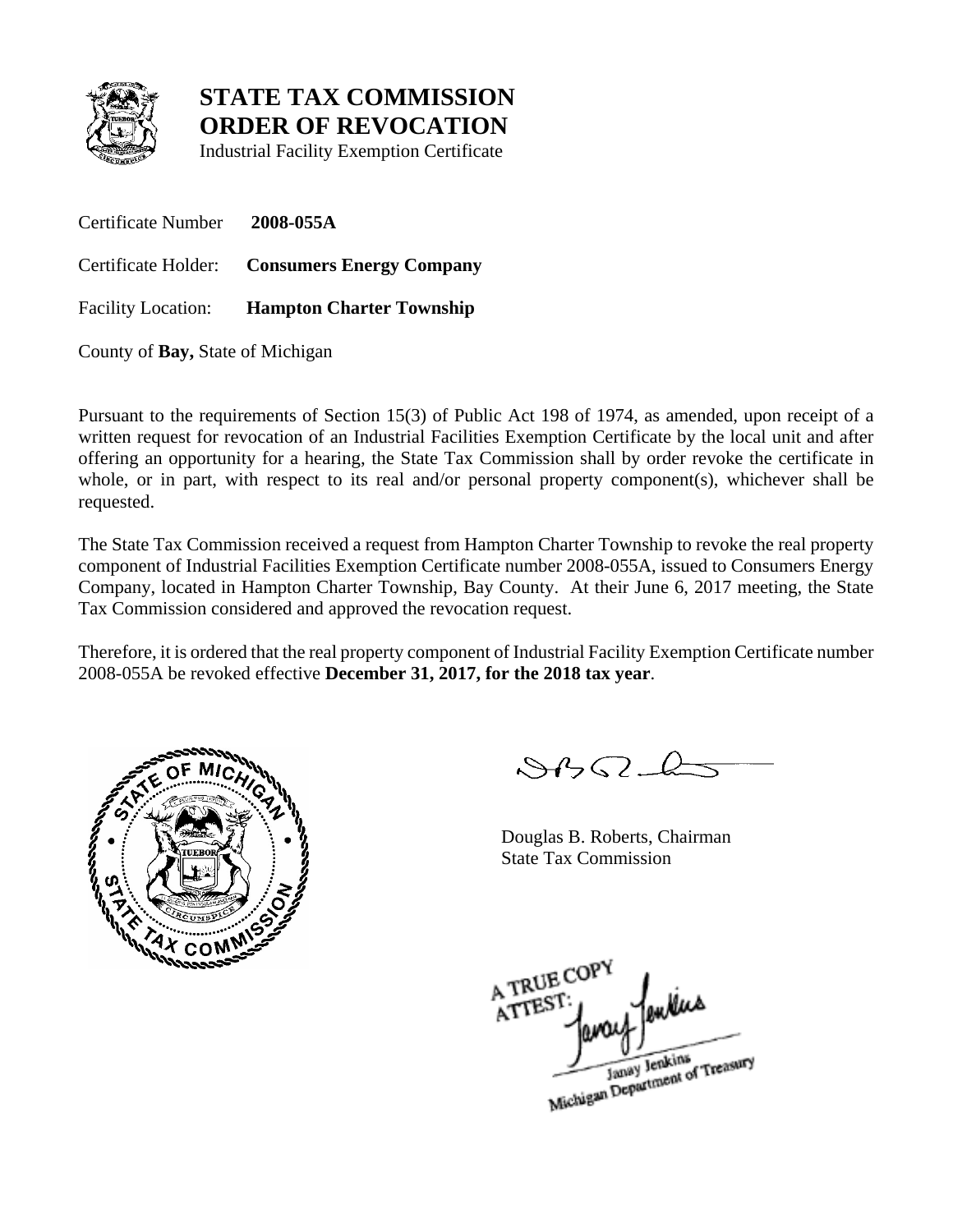# STATE TAX COMMISSION
# ORDER OF REVOCATION

Industrial Facility Exemption Certificate

Certificate Number **2008-055A**

Certificate Holder: **Consumers Energy Company**

Facility Location: **Hampton Charter Township**

County of **Bay,** State of Michigan

Pursuant to the requirements of Section 15(3) of Public Act 198 of 1974, as amended, upon receipt of a written request for revocation of an Industrial Facilities Exemption Certificate by the local unit and after offering an opportunity for a hearing, the State Tax Commission shall by order revoke the certificate in whole, or in part, with respect to its real and/or personal property component(s), whichever shall be requested.

The State Tax Commission received a request from Hampton Charter Township to revoke the real property component of Industrial Facilities Exemption Certificate number 2008-055A, issued to Consumers Energy Company, located in Hampton Charter Township, Bay County. At their June 6, 2017 meeting, the State Tax Commission considered and approved the revocation request.

Therefore, it is ordered that the real property component of Industrial Facility Exemption Certificate number 2008-055A be revoked effective **December 31, 2017, for the 2018 tax year**.

Douglas B. Roberts, Chairman
State Tax Commission

A TRUE COPY
ATTEST:
Janay Jenkins
Michigan Department of Treasury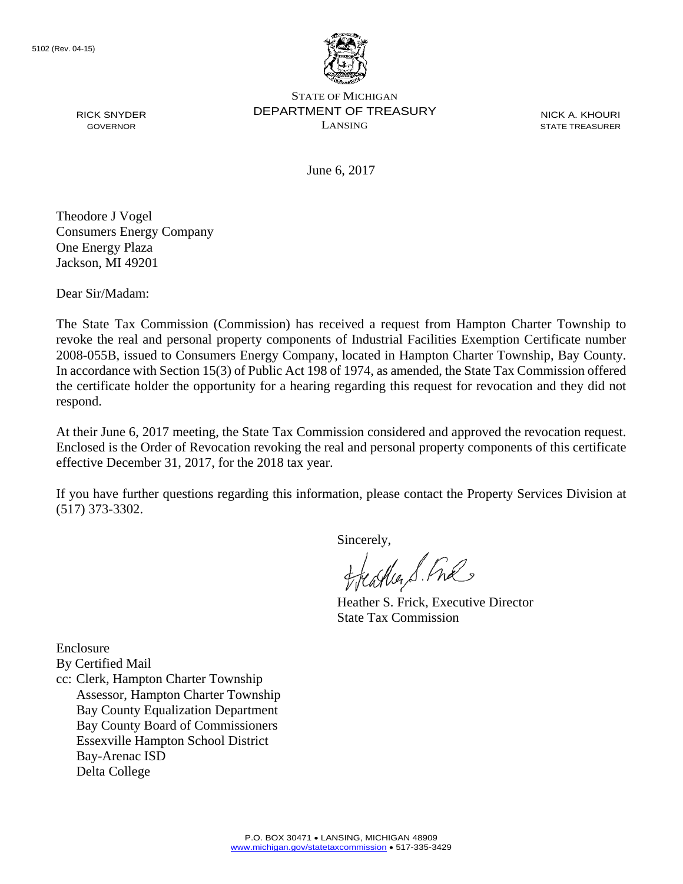5102 (Rev. 04-15)

STATE OF MICHIGAN
DEPARTMENT OF TREASURY
LANSING

RICK SNYDER
GOVERNOR

NICK A. KHOURI
STATE TREASURER

June 6, 2017

Theodore J Vogel
Consumers Energy Company
One Energy Plaza
Jackson, MI 49201

Dear Sir/Madam:

The State Tax Commission (Commission) has received a request from Hampton Charter Township to revoke the real and personal property components of Industrial Facilities Exemption Certificate number 2008-055B, issued to Consumers Energy Company, located in Hampton Charter Township, Bay County. In accordance with Section 15(3) of Public Act 198 of 1974, as amended, the State Tax Commission offered the certificate holder the opportunity for a hearing regarding this request for revocation and they did not respond.

At their June 6, 2017 meeting, the State Tax Commission considered and approved the revocation request. Enclosed is the Order of Revocation revoking the real and personal property components of this certificate effective December 31, 2017, for the 2018 tax year.

If you have further questions regarding this information, please contact the Property Services Division at (517) 373-3302.

Sincerely,

Heather S. Frick, Executive Director
State Tax Commission

Enclosure
By Certified Mail
cc: Clerk, Hampton Charter Township
Assessor, Hampton Charter Township
Bay County Equalization Department
Bay County Board of Commissioners
Essexville Hampton School District
Bay-Arenac ISD
Delta College

P.O. BOX 30471 • LANSING, MICHIGAN 48909
www.michigan.gov/statetaxcommission • 517-335-3429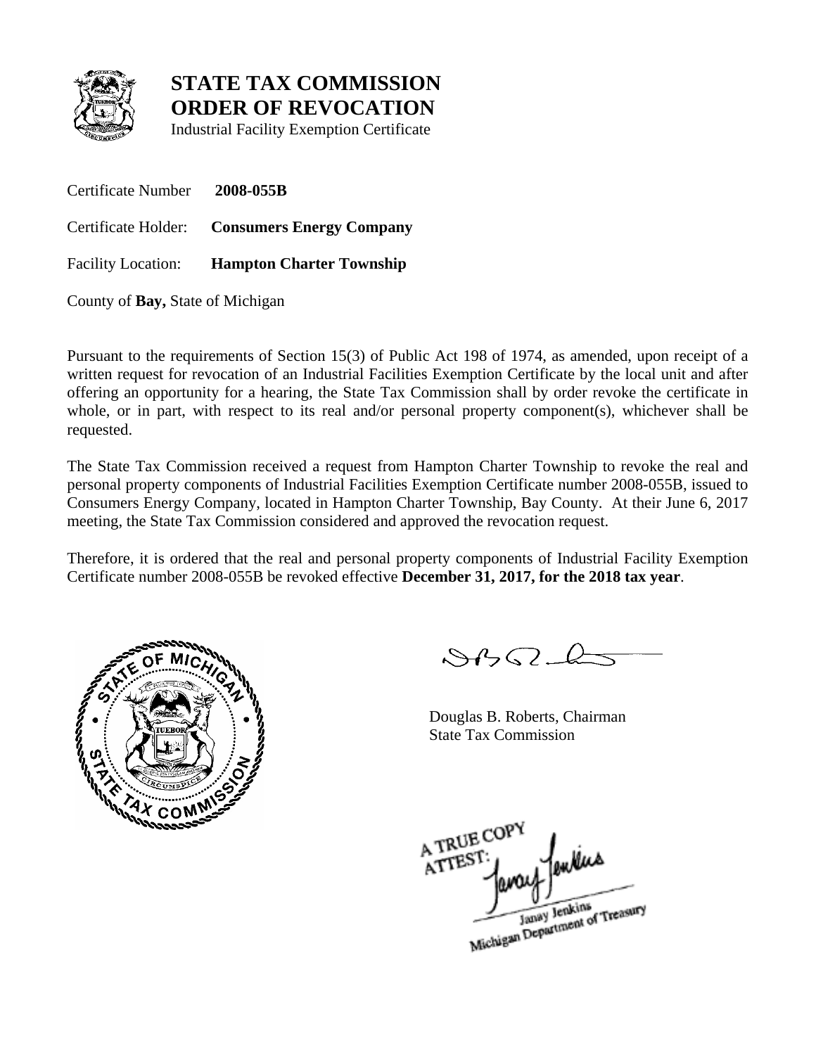# STATE TAX COMMISSION
# ORDER OF REVOCATION

Industrial Facility Exemption Certificate

Certificate Number **2008-055B**

Certificate Holder: **Consumers Energy Company**

Facility Location: **Hampton Charter Township**

County of **Bay,** State of Michigan

Pursuant to the requirements of Section 15(3) of Public Act 198 of 1974, as amended, upon receipt of a written request for revocation of an Industrial Facilities Exemption Certificate by the local unit and after offering an opportunity for a hearing, the State Tax Commission shall by order revoke the certificate in whole, or in part, with respect to its real and/or personal property component(s), whichever shall be requested.

The State Tax Commission received a request from Hampton Charter Township to revoke the real and personal property components of Industrial Facilities Exemption Certificate number 2008-055B, issued to Consumers Energy Company, located in Hampton Charter Township, Bay County. At their June 6, 2017 meeting, the State Tax Commission considered and approved the revocation request.

Therefore, it is ordered that the real and personal property components of Industrial Facility Exemption Certificate number 2008-055B be revoked effective **December 31, 2017, for the 2018 tax year**.

Douglas B. Roberts, Chairman
State Tax Commission

A TRUE COPY
ATTEST:
Janay Jenkins
Michigan Department of Treasury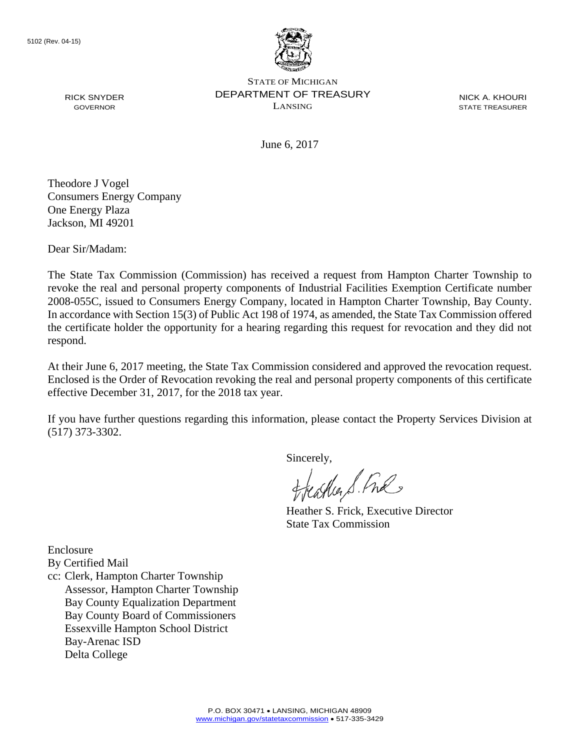5102 (Rev. 04-15)

STATE OF MICHIGAN
DEPARTMENT OF TREASURY
LANSING

RICK SNYDER
GOVERNOR

NICK A. KHOURI
STATE TREASURER

June 6, 2017

Theodore J Vogel
Consumers Energy Company
One Energy Plaza
Jackson, MI 49201

Dear Sir/Madam:

The State Tax Commission (Commission) has received a request from Hampton Charter Township to revoke the real and personal property components of Industrial Facilities Exemption Certificate number 2008-055C, issued to Consumers Energy Company, located in Hampton Charter Township, Bay County. In accordance with Section 15(3) of Public Act 198 of 1974, as amended, the State Tax Commission offered the certificate holder the opportunity for a hearing regarding this request for revocation and they did not respond.

At their June 6, 2017 meeting, the State Tax Commission considered and approved the revocation request. Enclosed is the Order of Revocation revoking the real and personal property components of this certificate effective December 31, 2017, for the 2018 tax year.

If you have further questions regarding this information, please contact the Property Services Division at (517) 373-3302.

Sincerely,

Heather S. Frick, Executive Director
State Tax Commission

Enclosure
By Certified Mail
cc: Clerk, Hampton Charter Township
Assessor, Hampton Charter Township
Bay County Equalization Department
Bay County Board of Commissioners
Essexville Hampton School District
Bay-Arenac ISD
Delta College

P.O. BOX 30471 • LANSING, MICHIGAN 48909
www.michigan.gov/statetaxcommission • 517-335-3429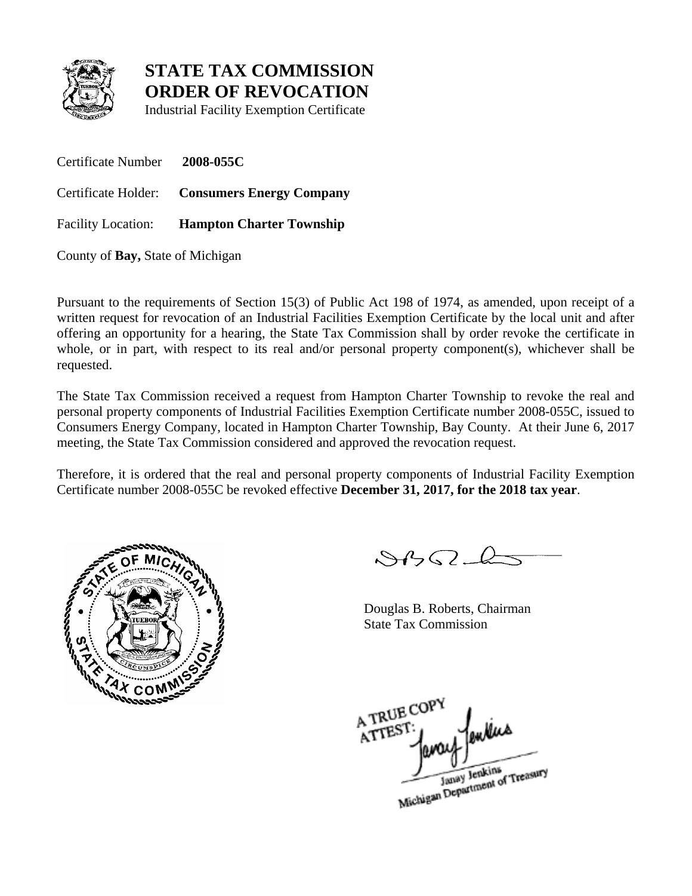# STATE TAX COMMISSION
# ORDER OF REVOCATION

Industrial Facility Exemption Certificate

Certificate Number **2008-055C**

Certificate Holder: **Consumers Energy Company**

Facility Location: **Hampton Charter Township**

County of **Bay,** State of Michigan

Pursuant to the requirements of Section 15(3) of Public Act 198 of 1974, as amended, upon receipt of a written request for revocation of an Industrial Facilities Exemption Certificate by the local unit and after offering an opportunity for a hearing, the State Tax Commission shall by order revoke the certificate in whole, or in part, with respect to its real and/or personal property component(s), whichever shall be requested.

The State Tax Commission received a request from Hampton Charter Township to revoke the real and personal property components of Industrial Facilities Exemption Certificate number 2008-055C, issued to Consumers Energy Company, located in Hampton Charter Township, Bay County. At their June 6, 2017 meeting, the State Tax Commission considered and approved the revocation request.

Therefore, it is ordered that the real and personal property components of Industrial Facility Exemption Certificate number 2008-055C be revoked effective **December 31, 2017, for the 2018 tax year**.

Douglas B. Roberts, Chairman
State Tax Commission

A TRUE COPY
ATTEST:
Janay Jenkins
Michigan Department of Treasury